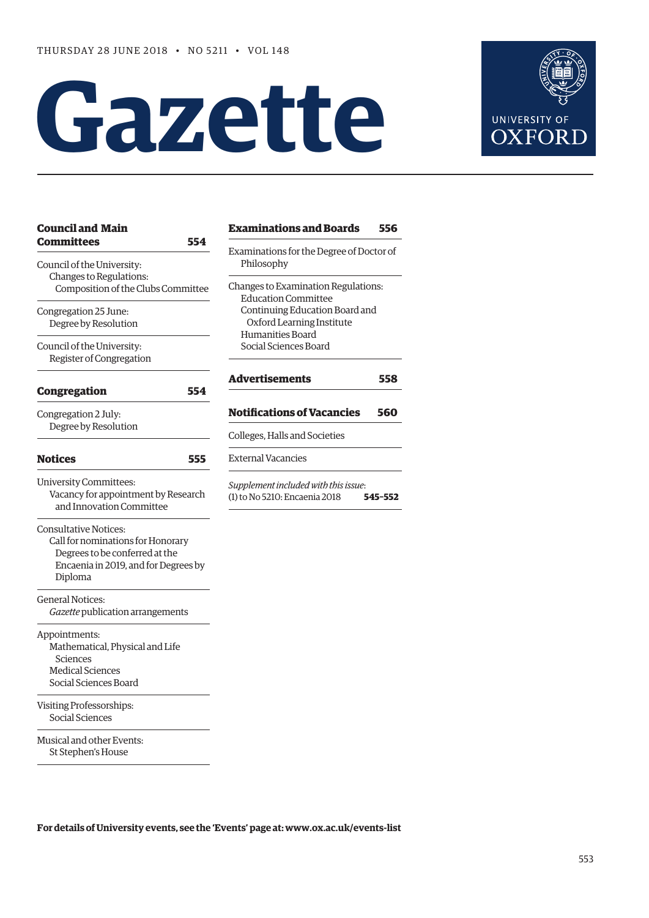THURSDAY 28 JUNE 2018 • NO 5211 • VOL 148

# Gazette

UNIVERSITY OF OXFORD

**Council and Main Committees** **554**

Council of the University:
- Changes to Regulations:
  - Composition of the Clubs Committee

Congregation 25 June:
- Degree by Resolution

Council of the University:
- Register of Congregation

**Congregation** **554**

Congregation 2 July:
- Degree by Resolution

**Notices** **555**

University Committees:
- Vacancy for appointment by Research and Innovation Committee

Consultative Notices:
- Call for nominations for Honorary Degrees to be conferred at the Encaenia in 2019, and for Degrees by Diploma

General Notices:
- *Gazette* publication arrangements

Appointments:
- Mathematical, Physical and Life Sciences
- Medical Sciences
- Social Sciences Board

Visiting Professorships:
- Social Sciences

Musical and other Events:
- St Stephen's House

**Examinations and Boards** **556**

Examinations for the Degree of Doctor of Philosophy

Changes to Examination Regulations:
- Education Committee
- Continuing Education Board and Oxford Learning Institute
- Humanities Board
- Social Sciences Board

**Advertisements** **558**

**Notifications of Vacancies** **560**

Colleges, Halls and Societies

External Vacancies

*Supplement included with this issue*:
(1) to No 5210: Encaenia 2018 **545–552**

**For details of University events, see the 'Events' page at: www.ox.ac.uk/events-list**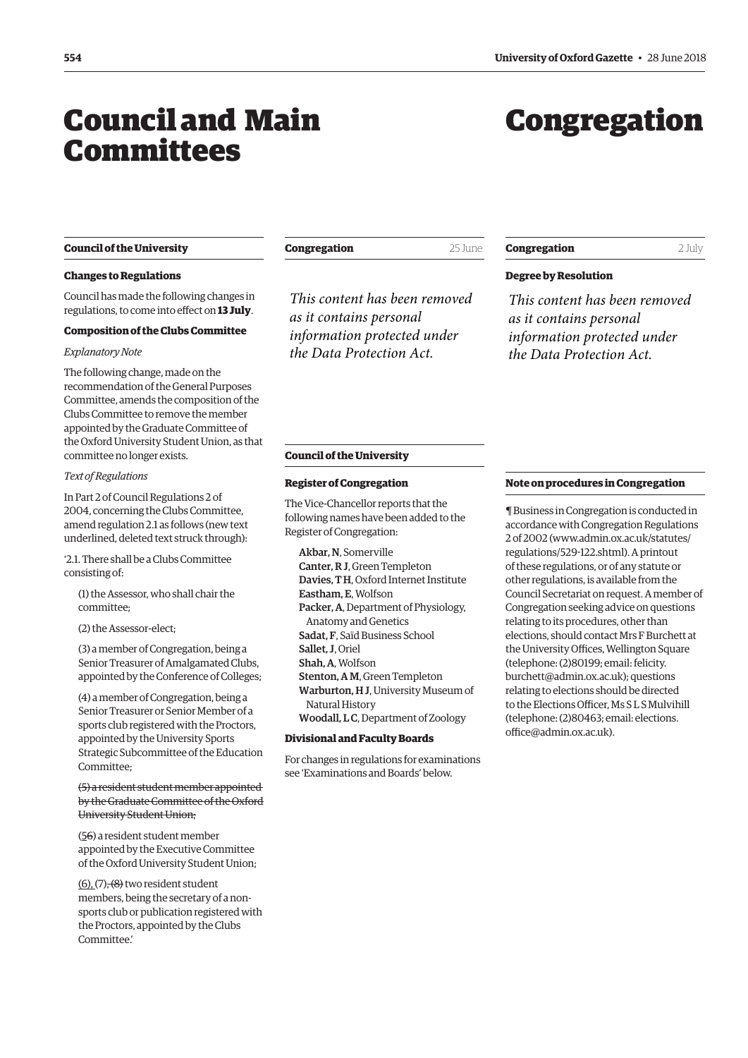# Council and Main Committees

### Council of the University

#### Changes to Regulations

Council has made the following changes in regulations, to come into effect on **13 July**.

**Composition of the Clubs Committee**

*Explanatory Note*

The following change, made on the recommendation of the General Purposes Committee, amends the composition of the Clubs Committee to remove the member appointed by the Graduate Committee of the Oxford University Student Union, as that committee no longer exists.

*Text of Regulations*

In Part 2 of Council Regulations 2 of 2004, concerning the Clubs Committee, amend regulation 2.1 as follows (new text underlined, deleted text struck through):

'2.1. There shall be a Clubs Committee consisting of:

> (1) the Assessor, who shall chair the committee;
>
> (2) the Assessor-elect;
>
> (3) a member of Congregation, being a Senior Treasurer of Amalgamated Clubs, appointed by the Conference of Colleges;
>
> (4) a member of Congregation, being a Senior Treasurer or Senior Member of a sports club registered with the Proctors, appointed by the University Sports Strategic Subcommittee of the Education Committee;
>
> ~~(5) a resident student member appointed by the Graduate Committee of the Oxford University Student Union;~~
>
> (<u>5</u>~~6~~) a resident student member appointed by the Executive Committee of the Oxford University Student Union;
>
> <u>(6),</u> (7)~~, (8)~~ two resident student members, being the secretary of a non-sports club or publication registered with the Proctors, appointed by the Clubs Committee.'

# Congregation

### Congregation — 25 June

*This content has been removed as it contains personal information protected under the Data Protection Act.*

### Council of the University

#### Register of Congregation

The Vice-Chancellor reports that the following names have been added to the Register of Congregation:

- **Akbar, N**, Somerville
- **Canter, R J**, Green Templeton
- **Davies, T H**, Oxford Internet Institute
- **Eastham, E**, Wolfson
- **Packer, A**, Department of Physiology, Anatomy and Genetics
- **Sadat, F**, Saïd Business School
- **Sallet, J**, Oriel
- **Shah, A**, Wolfson
- **Stenton, A M**, Green Templeton
- **Warburton, H J**, University Museum of Natural History
- **Woodall, L C**, Department of Zoology

#### Divisional and Faculty Boards

For changes in regulations for examinations see 'Examinations and Boards' below.

### Congregation — 2 July

#### Degree by Resolution

*This content has been removed as it contains personal information protected under the Data Protection Act.*

### Note on procedures in Congregation

¶ Business in Congregation is conducted in accordance with Congregation Regulations 2 of 2002 (www.admin.ox.ac.uk/statutes/regulations/529-122.shtml). A printout of these regulations, or of any statute or other regulations, is available from the Council Secretariat on request. A member of Congregation seeking advice on questions relating to its procedures, other than elections, should contact Mrs F Burchett at the University Offices, Wellington Square (telephone: (2)80199; email: felicity.burchett@admin.ox.ac.uk); questions relating to elections should be directed to the Elections Officer, Ms S L S Mulvihill (telephone: (2)80463; email: elections.office@admin.ox.ac.uk).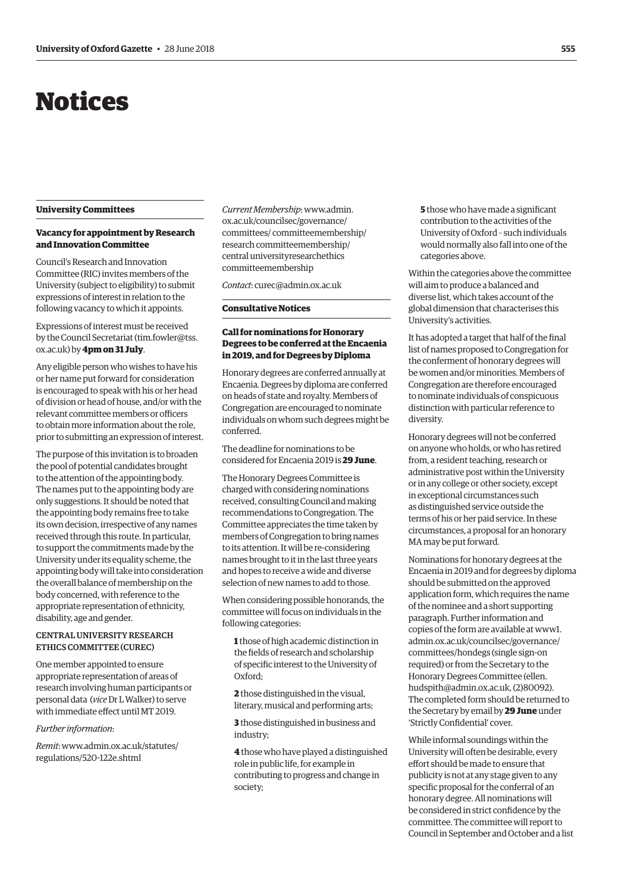# Notices

## University Committees

### Vacancy for appointment by Research and Innovation Committee

Council's Research and Innovation Committee (RIC) invites members of the University (subject to eligibility) to submit expressions of interest in relation to the following vacancy to which it appoints.

Expressions of interest must be received by the Council Secretariat (tim.fowler@tss.ox.ac.uk) by **4pm on 31 July**.

Any eligible person who wishes to have his or her name put forward for consideration is encouraged to speak with his or her head of division or head of house, and/or with the relevant committee members or officers to obtain more information about the role, prior to submitting an expression of interest.

The purpose of this invitation is to broaden the pool of potential candidates brought to the attention of the appointing body. The names put to the appointing body are only suggestions. It should be noted that the appointing body remains free to take its own decision, irrespective of any names received through this route. In particular, to support the commitments made by the University under its equality scheme, the appointing body will take into consideration the overall balance of membership on the body concerned, with reference to the appropriate representation of ethnicity, disability, age and gender.

#### CENTRAL UNIVERSITY RESEARCH ETHICS COMMITTEE (CUREC)

One member appointed to ensure appropriate representation of areas of research involving human participants or personal data (*vice* Dr L Walker) to serve with immediate effect until MT 2019.

*Further information*:

*Remit*: www.admin.ox.ac.uk/statutes/regulations/520-122e.shtml

*Current Membership*: www.admin.ox.ac.uk/councilsec/governance/committees/ committeemembership/research committeemembership/central universityresearchethics committeemembership

*Contact*: curec@admin.ox.ac.uk

## Consultative Notices

### Call for nominations for Honorary Degrees to be conferred at the Encaenia in 2019, and for Degrees by Diploma

Honorary degrees are conferred annually at Encaenia. Degrees by diploma are conferred on heads of state and royalty. Members of Congregation are encouraged to nominate individuals on whom such degrees might be conferred.

The deadline for nominations to be considered for Encaenia 2019 is **29 June**.

The Honorary Degrees Committee is charged with considering nominations received, consulting Council and making recommendations to Congregation. The Committee appreciates the time taken by members of Congregation to bring names to its attention. It will be re-considering names brought to it in the last three years and hopes to receive a wide and diverse selection of new names to add to those.

When considering possible honorands, the committee will focus on individuals in the following categories:

**1** those of high academic distinction in the fields of research and scholarship of specific interest to the University of Oxford;

**2** those distinguished in the visual, literary, musical and performing arts;

**3** those distinguished in business and industry;

**4** those who have played a distinguished role in public life, for example in contributing to progress and change in society;

**5** those who have made a significant contribution to the activities of the University of Oxford – such individuals would normally also fall into one of the categories above.

Within the categories above the committee will aim to produce a balanced and diverse list, which takes account of the global dimension that characterises this University's activities.

It has adopted a target that half of the final list of names proposed to Congregation for the conferment of honorary degrees will be women and/or minorities. Members of Congregation are therefore encouraged to nominate individuals of conspicuous distinction with particular reference to diversity.

Honorary degrees will not be conferred on anyone who holds, or who has retired from, a resident teaching, research or administrative post within the University or in any college or other society, except in exceptional circumstances such as distinguished service outside the terms of his or her paid service. In these circumstances, a proposal for an honorary MA may be put forward.

Nominations for honorary degrees at the Encaenia in 2019 and for degrees by diploma should be submitted on the approved application form, which requires the name of the nominee and a short supporting paragraph. Further information and copies of the form are available at www1.admin.ox.ac.uk/councilsec/governance/committees/hondegs (single sign-on required) or from the Secretary to the Honorary Degrees Committee (ellen.hudspith@admin.ox.ac.uk, (2)80092). The completed form should be returned to the Secretary by email by **29 June** under 'Strictly Confidential' cover.

While informal soundings within the University will often be desirable, every effort should be made to ensure that publicity is not at any stage given to any specific proposal for the conferral of an honorary degree. All nominations will be considered in strict confidence by the committee. The committee will report to Council in September and October and a list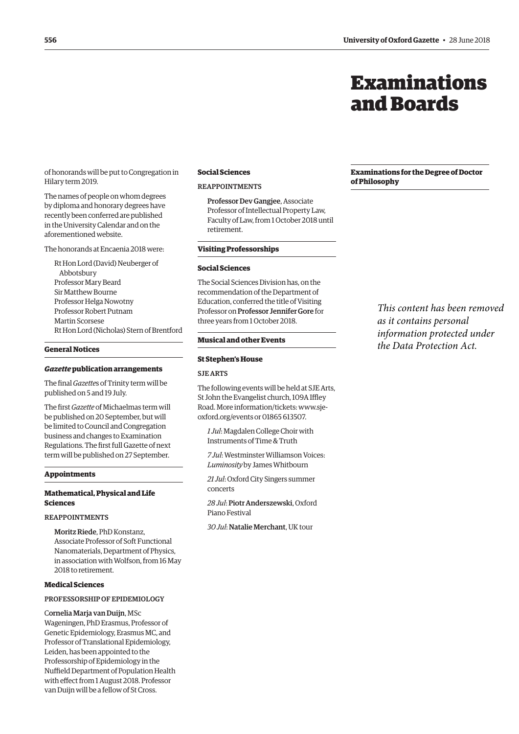of honorands will be put to Congregation in Hilary term 2019.

The names of people on whom degrees by diploma and honorary degrees have recently been conferred are published in the University Calendar and on the aforementioned website.

The honorands at Encaenia 2018 were:

Rt Hon Lord (David) Neuberger of Abbotsbury
Professor Mary Beard
Sir Matthew Bourne
Professor Helga Nowotny
Professor Robert Putnam
Martin Scorsese
Rt Hon Lord (Nicholas) Stern of Brentford

## General Notices

### *Gazette* publication arrangements

The final *Gazette*s of Trinity term will be published on 5 and 19 July.

The first *Gazette* of Michaelmas term will be published on 20 September, but will be limited to Council and Congregation business and changes to Examination Regulations. The first full Gazette of next term will be published on 27 September.

## Appointments

### Mathematical, Physical and Life Sciences

REAPPOINTMENTS

**Moritz Riede**, PhD Konstanz, Associate Professor of Soft Functional Nanomaterials, Department of Physics, in association with Wolfson, from 16 May 2018 to retirement.

### Medical Sciences

PROFESSORSHIP OF EPIDEMIOLOGY

**Cornelia Marja van Duijn**, MSc Wageningen, PhD Erasmus, Professor of Genetic Epidemiology, Erasmus MC, and Professor of Translational Epidemiology, Leiden, has been appointed to the Professorship of Epidemiology in the Nuffield Department of Population Health with effect from 1 August 2018. Professor van Duijn will be a fellow of St Cross.

### Social Sciences

REAPPOINTMENTS

**Professor Dev Gangjee**, Associate Professor of Intellectual Property Law, Faculty of Law, from 1 October 2018 until retirement.

## Visiting Professorships

### Social Sciences

The Social Sciences Division has, on the recommendation of the Department of Education, conferred the title of Visiting Professor on **Professor Jennifer Gore** for three years from 1 October 2018.

## Musical and other Events

### St Stephen's House

SJE ARTS

The following events will be held at SJE Arts, St John the Evangelist church, 109A Iffley Road. More information/tickets: www.sje-oxford.org/events or 01865 613507.

*1 Jul*: Magdalen College Choir with Instruments of Time & Truth

*7 Jul*: Westminster Williamson Voices: *Luminosity* by James Whitbourn

*21 Jul*: Oxford City Singers summer concerts

*28 Jul*: **Piotr Anderszewski**, Oxford Piano Festival

*30 Jul*: **Natalie Merchant**, UK tour

# Examinations and Boards

## Examinations for the Degree of Doctor of Philosophy

*This content has been removed as it contains personal information protected under the Data Protection Act.*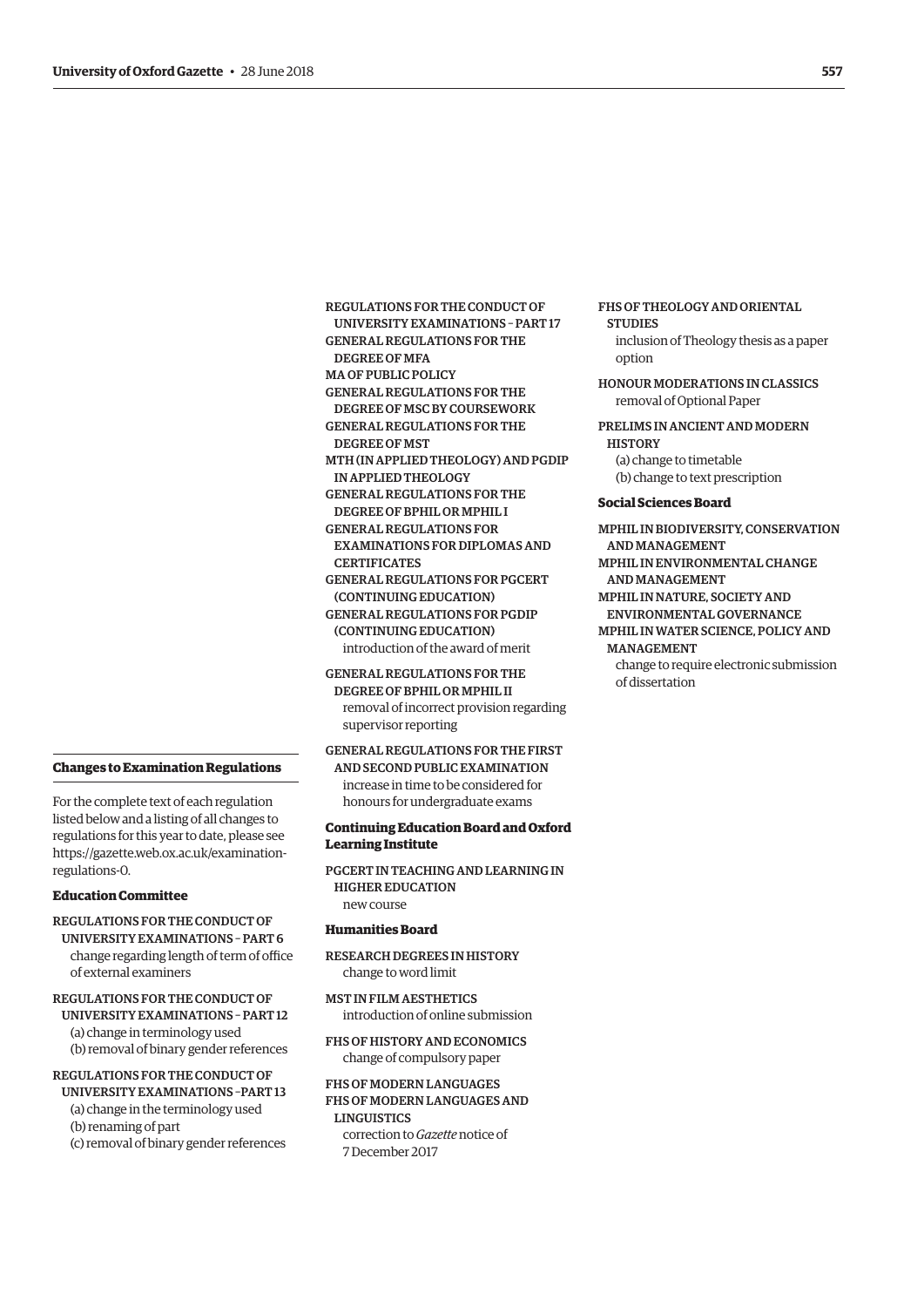## Changes to Examination Regulations

For the complete text of each regulation listed below and a listing of all changes to regulations for this year to date, please see https://gazette.web.ox.ac.uk/examination-regulations-0.

### Education Committee

REGULATIONS FOR THE CONDUCT OF UNIVERSITY EXAMINATIONS – PART 6
change regarding length of term of office of external examiners

REGULATIONS FOR THE CONDUCT OF UNIVERSITY EXAMINATIONS – PART 12
(a) change in terminology used
(b) removal of binary gender references

REGULATIONS FOR THE CONDUCT OF UNIVERSITY EXAMINATIONS –PART 13
(a) change in the terminology used
(b) renaming of part
(c) removal of binary gender references

REGULATIONS FOR THE CONDUCT OF UNIVERSITY EXAMINATIONS – PART 17
GENERAL REGULATIONS FOR THE DEGREE OF MFA
MA OF PUBLIC POLICY
GENERAL REGULATIONS FOR THE DEGREE OF MSC BY COURSEWORK
GENERAL REGULATIONS FOR THE DEGREE OF MST
MTH (IN APPLIED THEOLOGY) AND PGDIP IN APPLIED THEOLOGY
GENERAL REGULATIONS FOR THE DEGREE OF BPHIL OR MPHIL I
GENERAL REGULATIONS FOR EXAMINATIONS FOR DIPLOMAS AND CERTIFICATES
GENERAL REGULATIONS FOR PGCERT (CONTINUING EDUCATION)
GENERAL REGULATIONS FOR PGDIP (CONTINUING EDUCATION)
introduction of the award of merit

GENERAL REGULATIONS FOR THE DEGREE OF BPHIL OR MPHIL II
removal of incorrect provision regarding supervisor reporting

GENERAL REGULATIONS FOR THE FIRST AND SECOND PUBLIC EXAMINATION
increase in time to be considered for honours for undergraduate exams

### Continuing Education Board and Oxford Learning Institute

PGCERT IN TEACHING AND LEARNING IN HIGHER EDUCATION
new course

### Humanities Board

RESEARCH DEGREES IN HISTORY
change to word limit

MST IN FILM AESTHETICS
introduction of online submission

FHS OF HISTORY AND ECONOMICS
change of compulsory paper

FHS OF MODERN LANGUAGES
FHS OF MODERN LANGUAGES AND LINGUISTICS
correction to *Gazette* notice of 7 December 2017

FHS OF THEOLOGY AND ORIENTAL STUDIES
inclusion of Theology thesis as a paper option

HONOUR MODERATIONS IN CLASSICS
removal of Optional Paper

PRELIMS IN ANCIENT AND MODERN HISTORY
(a) change to timetable
(b) change to text prescription

### Social Sciences Board

MPHIL IN BIODIVERSITY, CONSERVATION AND MANAGEMENT
MPHIL IN ENVIRONMENTAL CHANGE AND MANAGEMENT
MPHIL IN NATURE, SOCIETY AND ENVIRONMENTAL GOVERNANCE
MPHIL IN WATER SCIENCE, POLICY AND MANAGEMENT
change to require electronic submission of dissertation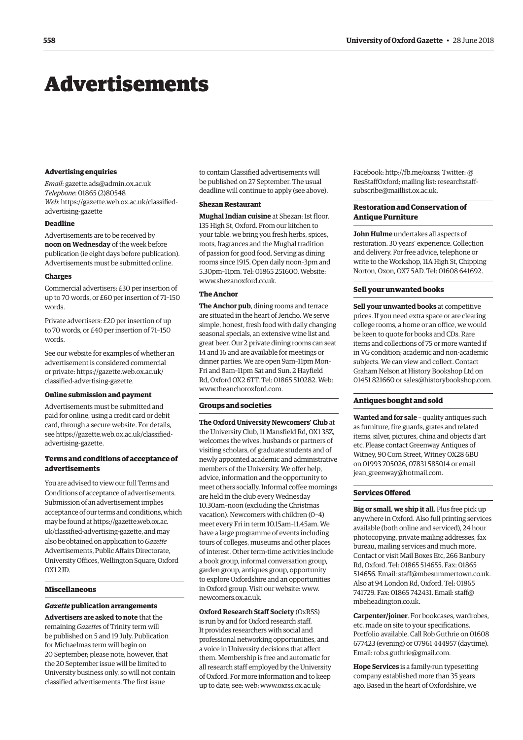# Advertisements

### Advertising enquiries

*Email*: gazette.ads@admin.ox.ac.uk
*Telephone*: 01865 (2)80548
*Web*: https://gazette.web.ox.ac.uk/classified-advertising-gazette

### Deadline

Advertisements are to be received by **noon on Wednesday** of the week before publication (ie eight days before publication). Advertisements must be submitted online.

### Charges

Commercial advertisers: £30 per insertion of up to 70 words, or £60 per insertion of 71–150 words.

Private advertisers: £20 per insertion of up to 70 words, or £40 per insertion of 71–150 words.

See our website for examples of whether an advertisement is considered commercial or private: https://gazette.web.ox.ac.uk/classified-advertising-gazette.

### Online submission and payment

Advertisements must be submitted and paid for online, using a credit card or debit card, through a secure website. For details, see https://gazette.web.ox.ac.uk/classified-advertising-gazette.

### Terms and conditions of acceptance of advertisements

You are advised to view our full Terms and Conditions of acceptance of advertisements. Submission of an advertisement implies acceptance of our terms and conditions, which may be found at https://gazette.web.ox.ac.uk/classified-advertising-gazette, and may also be obtained on application to *Gazette* Advertisements, Public Affairs Directorate, University Offices, Wellington Square, Oxford OX1 2JD.

## Miscellaneous

### *Gazette* publication arrangements

**Advertisers are asked to note** that the remaining *Gazette*s of Trinity term will be published on 5 and 19 July. Publication for Michaelmas term will begin on 20 September; please note, however, that the 20 September issue will be limited to University business only, so will not contain classified advertisements. The first issue to contain Classified advertisements will be published on 27 September. The usual deadline will continue to apply (see above).

### Shezan Restaurant

**Mughal Indian cuisine** at Shezan: 1st floor, 135 High St, Oxford. From our kitchen to your table, we bring you fresh herbs, spices, roots, fragrances and the Mughal tradition of passion for good food. Serving as dining rooms since 1915. Open daily noon–3pm and 5.30pm–11pm. Tel: 01865 251600. Website: www.shezanoxford.co.uk.

### The Anchor

**The Anchor pub**, dining rooms and terrace are situated in the heart of Jericho. We serve simple, honest, fresh food with daily changing seasonal specials, an extensive wine list and great beer. Our 2 private dining rooms can seat 14 and 16 and are available for meetings or dinner parties. We are open 9am–11pm Mon–Fri and 8am–11pm Sat and Sun. 2 Hayfield Rd, Oxford OX2 6TT. Tel: 01865 510282. Web: www.theanchoroxford.com.

## Groups and societies

**The Oxford University Newcomers' Club** at the University Club, 11 Mansfield Rd, OX1 3SZ, welcomes the wives, husbands or partners of visiting scholars, of graduate students and of newly appointed academic and administrative members of the University. We offer help, advice, information and the opportunity to meet others socially. Informal coffee mornings are held in the club every Wednesday 10.30am–noon (excluding the Christmas vacation). Newcomers with children (0–4) meet every Fri in term 10.15am–11.45am. We have a large programme of events including tours of colleges, museums and other places of interest. Other term-time activities include a book group, informal conversation group, garden group, antiques group, opportunity to explore Oxfordshire and an opportunities in Oxford group. Visit our website: www.newcomers.ox.ac.uk.

**Oxford Research Staff Society** (OxRSS) is run by and for Oxford research staff. It provides researchers with social and professional networking opportunities, and a voice in University decisions that affect them. Membership is free and automatic for all research staff employed by the University of Oxford. For more information and to keep up to date, see: web: www.oxrss.ox.ac.uk; Facebook: http://fb.me/oxrss; Twitter: @ResStaffOxford; mailing list: researchstaff-subscribe@maillist.ox.ac.uk.

## Restoration and Conservation of Antique Furniture

**John Hulme** undertakes all aspects of restoration. 30 years' experience. Collection and delivery. For free advice, telephone or write to the Workshop, 11A High St, Chipping Norton, Oxon, OX7 5AD. Tel: 01608 641692.

## Sell your unwanted books

**Sell your unwanted books** at competitive prices. If you need extra space or are clearing college rooms, a home or an office, we would be keen to quote for books and CDs. Rare items and collections of 75 or more wanted if in VG condition; academic and non-academic subjects. We can view and collect. Contact Graham Nelson at History Bookshop Ltd on 01451 821660 or sales@historybookshop.com.

## Antiques bought and sold

**Wanted and for sale** – quality antiques such as furniture, fire guards, grates and related items, silver, pictures, china and objects d'art etc. Please contact Greenway Antiques of Witney, 90 Corn Street, Witney OX28 6BU on 01993 705026, 07831 585014 or email jean_greenway@hotmail.com.

## Services Offered

**Big or small, we ship it all.** Plus free pick up anywhere in Oxford. Also full printing services available (both online and serviced), 24 hour photocopying, private mailing addresses, fax bureau, mailing services and much more. Contact or visit Mail Boxes Etc, 266 Banbury Rd, Oxford. Tel: 01865 514655. Fax: 01865 514656. Email: staff@mbesummertown.co.uk. Also at 94 London Rd, Oxford. Tel: 01865 741729. Fax: 01865 742431. Email: staff@mbeheadington.co.uk.

**Carpenter/joiner**. For bookcases, wardrobes, etc, made on site to your specifications. Portfolio available. Call Rob Guthrie on 01608 677423 (evening) or 07961 444957 (daytime). Email: rob.s.guthrie@gmail.com.

**Hope Services** is a family-run typesetting company established more than 35 years ago. Based in the heart of Oxfordshire, we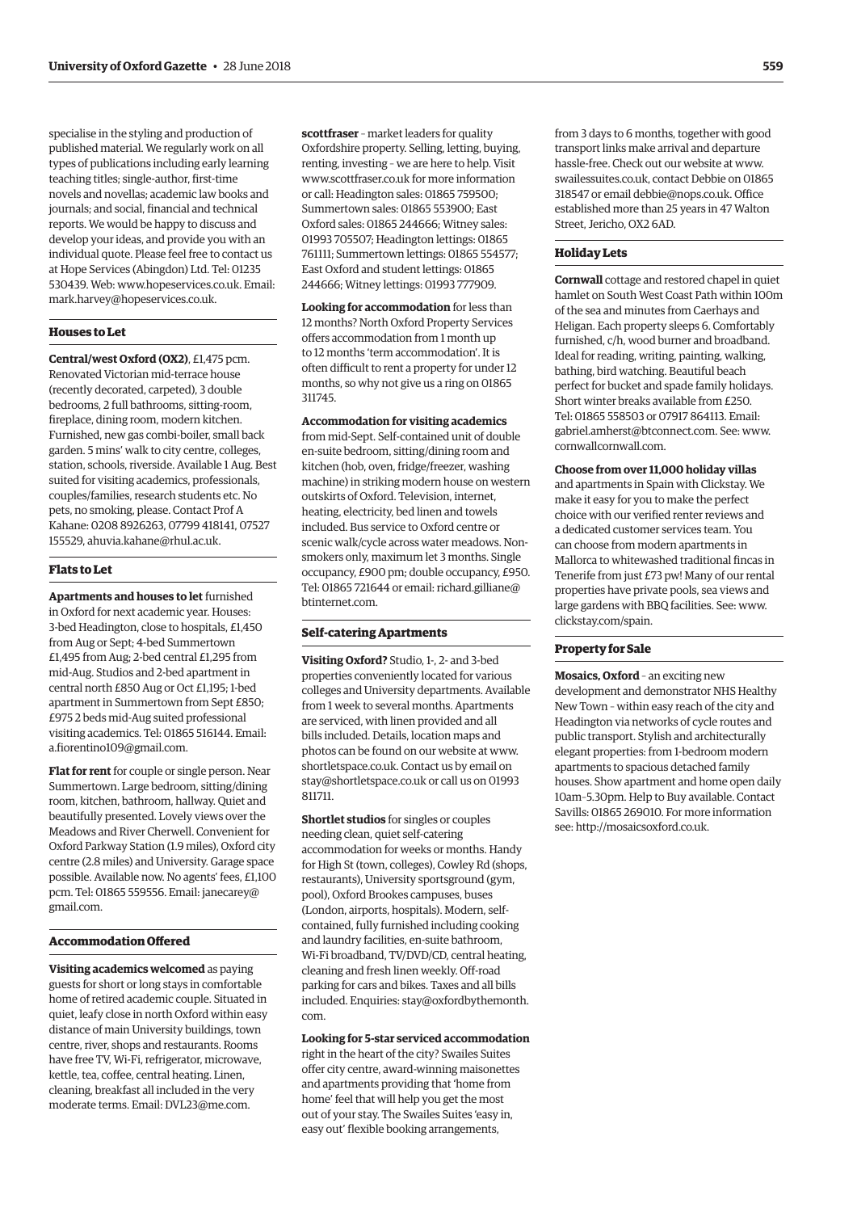specialise in the styling and production of published material. We regularly work on all types of publications including early learning teaching titles; single-author, first-time novels and novellas; academic law books and journals; and social, financial and technical reports. We would be happy to discuss and develop your ideas, and provide you with an individual quote. Please feel free to contact us at Hope Services (Abingdon) Ltd. Tel: 01235 530439. Web: www.hopeservices.co.uk. Email: mark.harvey@hopeservices.co.uk.

### Houses to Let

**Central/west Oxford (OX2)**, £1,475 pcm. Renovated Victorian mid-terrace house (recently decorated, carpeted), 3 double bedrooms, 2 full bathrooms, sitting-room, fireplace, dining room, modern kitchen. Furnished, new gas combi-boiler, small back garden. 5 mins' walk to city centre, colleges, station, schools, riverside. Available 1 Aug. Best suited for visiting academics, professionals, couples/families, research students etc. No pets, no smoking, please. Contact Prof A Kahane: 0208 8926263, 07799 418141, 07527 155529, ahuvia.kahane@rhul.ac.uk.

### Flats to Let

**Apartments and houses to let** furnished in Oxford for next academic year. Houses: 3-bed Headington, close to hospitals, £1,450 from Aug or Sept; 4-bed Summertown £1,495 from Aug; 2-bed central £1,295 from mid-Aug. Studios and 2-bed apartment in central north £850 Aug or Oct £1,195; 1-bed apartment in Summertown from Sept £850; £975 2 beds mid-Aug suited professional visiting academics. Tel: 01865 516144. Email: a.fiorentino109@gmail.com.

**Flat for rent** for couple or single person. Near Summertown. Large bedroom, sitting/dining room, kitchen, bathroom, hallway. Quiet and beautifully presented. Lovely views over the Meadows and River Cherwell. Convenient for Oxford Parkway Station (1.9 miles), Oxford city centre (2.8 miles) and University. Garage space possible. Available now. No agents' fees, £1,100 pcm. Tel: 01865 559556. Email: janecarey@gmail.com.

### Accommodation Offered

**Visiting academics welcomed** as paying guests for short or long stays in comfortable home of retired academic couple. Situated in quiet, leafy close in north Oxford within easy distance of main University buildings, town centre, river, shops and restaurants. Rooms have free TV, Wi-Fi, refrigerator, microwave, kettle, tea, coffee, central heating. Linen, cleaning, breakfast all included in the very moderate terms. Email: DVL23@me.com.

**scottfraser** – market leaders for quality Oxfordshire property. Selling, letting, buying, renting, investing – we are here to help. Visit www.scottfraser.co.uk for more information or call: Headington sales: 01865 759500; Summertown sales: 01865 553900; East Oxford sales: 01865 244666; Witney sales: 01993 705507; Headington lettings: 01865 761111; Summertown lettings: 01865 554577; East Oxford and student lettings: 01865 244666; Witney lettings: 01993 777909.

**Looking for accommodation** for less than 12 months? North Oxford Property Services offers accommodation from 1 month up to 12 months 'term accommodation'. It is often difficult to rent a property for under 12 months, so why not give us a ring on 01865 311745.

**Accommodation for visiting academics** from mid-Sept. Self-contained unit of double en-suite bedroom, sitting/dining room and kitchen (hob, oven, fridge/freezer, washing machine) in striking modern house on western outskirts of Oxford. Television, internet, heating, electricity, bed linen and towels included. Bus service to Oxford centre or scenic walk/cycle across water meadows. Non-smokers only, maximum let 3 months. Single occupancy, £900 pm; double occupancy, £950. Tel: 01865 721644 or email: richard.gilliane@btinternet.com.

### Self-catering Apartments

**Visiting Oxford?** Studio, 1-, 2- and 3-bed properties conveniently located for various colleges and University departments. Available from 1 week to several months. Apartments are serviced, with linen provided and all bills included. Details, location maps and photos can be found on our website at www.shortletspace.co.uk. Contact us by email on stay@shortletspace.co.uk or call us on 01993 811711.

**Shortlet studios** for singles or couples needing clean, quiet self-catering accommodation for weeks or months. Handy for High St (town, colleges), Cowley Rd (shops, restaurants), University sportsground (gym, pool), Oxford Brookes campuses, buses (London, airports, hospitals). Modern, self-contained, fully furnished including cooking and laundry facilities, en-suite bathroom, Wi-Fi broadband, TV/DVD/CD, central heating, cleaning and fresh linen weekly. Off-road parking for cars and bikes. Taxes and all bills included. Enquiries: stay@oxfordbythemonth.com.

**Looking for 5-star serviced accommodation** right in the heart of the city? Swailes Suites offer city centre, award-winning maisonettes and apartments providing that 'home from home' feel that will help you get the most out of your stay. The Swailes Suites 'easy in, easy out' flexible booking arrangements, from 3 days to 6 months, together with good transport links make arrival and departure hassle-free. Check out our website at www.swailessuites.co.uk, contact Debbie on 01865 318547 or email debbie@nops.co.uk. Office established more than 25 years in 47 Walton Street, Jericho, OX2 6AD.

### Holiday Lets

**Cornwall** cottage and restored chapel in quiet hamlet on South West Coast Path within 100m of the sea and minutes from Caerhays and Heligan. Each property sleeps 6. Comfortably furnished, c/h, wood burner and broadband. Ideal for reading, writing, painting, walking, bathing, bird watching. Beautiful beach perfect for bucket and spade family holidays. Short winter breaks available from £250. Tel: 01865 558503 or 07917 864113. Email: gabriel.amherst@btconnect.com. See: www.cornwallcornwall.com.

**Choose from over 11,000 holiday villas** and apartments in Spain with Clickstay. We make it easy for you to make the perfect choice with our verified renter reviews and a dedicated customer services team. You can choose from modern apartments in Mallorca to whitewashed traditional fincas in Tenerife from just £73 pw! Many of our rental properties have private pools, sea views and large gardens with BBQ facilities. See: www.clickstay.com/spain.

### Property for Sale

**Mosaics, Oxford** – an exciting new development and demonstrator NHS Healthy New Town – within easy reach of the city and Headington via networks of cycle routes and public transport. Stylish and architecturally elegant properties: from 1-bedroom modern apartments to spacious detached family houses. Show apartment and home open daily 10am–5.30pm. Help to Buy available. Contact Savills: 01865 269010. For more information see: http://mosaicsoxford.co.uk.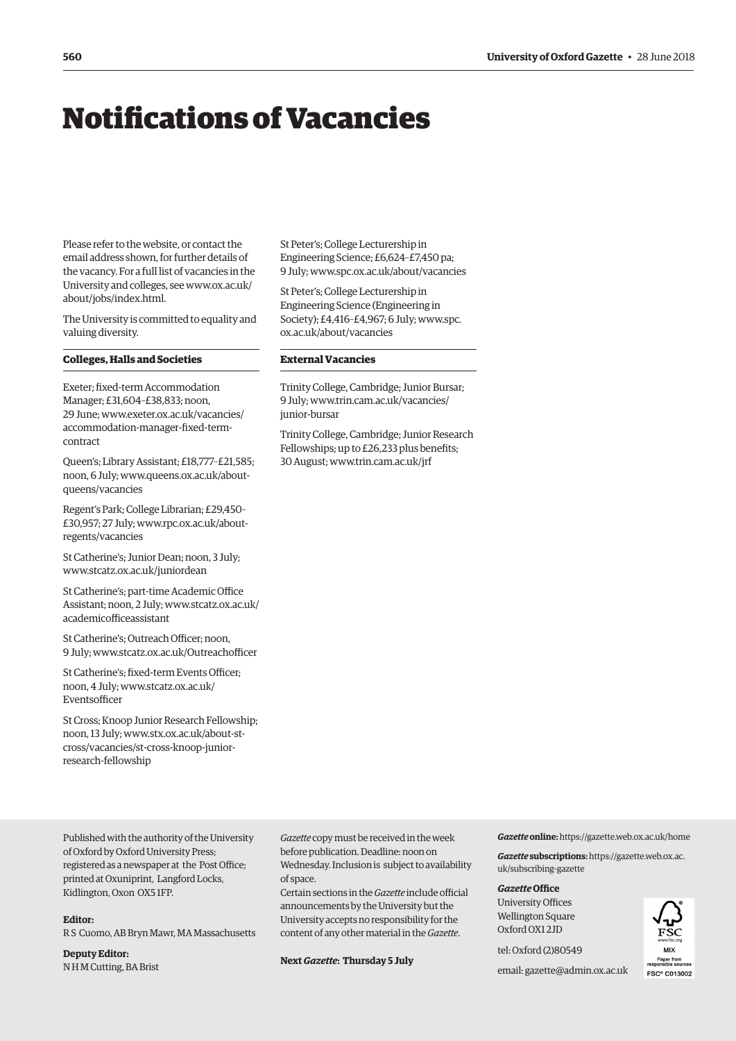# Notifications of Vacancies

Please refer to the website, or contact the email address shown, for further details of the vacancy. For a full list of vacancies in the University and colleges, see www.ox.ac.uk/about/jobs/index.html.

The University is committed to equality and valuing diversity.

### Colleges, Halls and Societies

Exeter; fixed-term Accommodation Manager; £31,604–£38,833; noon, 29 June; www.exeter.ox.ac.uk/vacancies/accommodation-manager-fixed-term-contract

Queen's; Library Assistant; £18,777–£21,585; noon, 6 July; www.queens.ox.ac.uk/about-queens/vacancies

Regent's Park; College Librarian; £29,450–£30,957; 27 July; www.rpc.ox.ac.uk/about-regents/vacancies

St Catherine's; Junior Dean; noon, 3 July; www.stcatz.ox.ac.uk/juniordean

St Catherine's; part-time Academic Office Assistant; noon, 2 July; www.stcatz.ox.ac.uk/academicofficeassistant

St Catherine's; Outreach Officer; noon, 9 July; www.stcatz.ox.ac.uk/Outreachofficer

St Catherine's; fixed-term Events Officer; noon, 4 July; www.stcatz.ox.ac.uk/Eventsofficer

St Cross; Knoop Junior Research Fellowship; noon, 13 July; www.stx.ox.ac.uk/about-st-cross/vacancies/st-cross-knoop-junior-research-fellowship

St Peter's; College Lecturership in Engineering Science; £6,624–£7,450 pa; 9 July; www.spc.ox.ac.uk/about/vacancies

St Peter's; College Lecturership in Engineering Science (Engineering in Society); £4,416–£4,967; 6 July; www.spc.ox.ac.uk/about/vacancies

### External Vacancies

Trinity College, Cambridge; Junior Bursar; 9 July; www.trin.cam.ac.uk/vacancies/junior-bursar

Trinity College, Cambridge; Junior Research Fellowships; up to £26,233 plus benefits; 30 August; www.trin.cam.ac.uk/jrf

---

Published with the authority of the University of Oxford by Oxford University Press; registered as a newspaper at the Post Office; printed at Oxuniprint, Langford Locks, Kidlington, Oxon OX5 1FP.

**Editor:**
R S Cuomo, AB Bryn Mawr, MA Massachusetts

**Deputy Editor:**
N H M Cutting, BA Brist

*Gazette* copy must be received in the week before publication. Deadline: noon on Wednesday. Inclusion is subject to availability of space.
Certain sections in the *Gazette* include official announcements by the University but the University accepts no responsibility for the content of any other material in the *Gazette*.

**Next *Gazette*: Thursday 5 July**

***Gazette* online:** https://gazette.web.ox.ac.uk/home

***Gazette* subscriptions:** https://gazette.web.ox.ac.uk/subscribing-gazette

***Gazette* Office**
University Offices
Wellington Square
Oxford OX1 2JD

tel: Oxford (2)80549

email: gazette@admin.ox.ac.uk

FSC www.fsc.org MIX Paper from responsible sources FSC® C013002